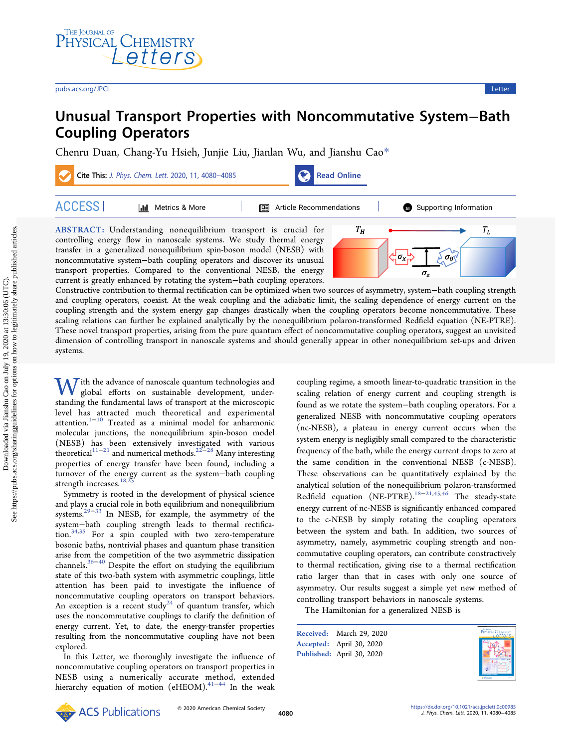# Unusual Transport Properties with Noncommutative System–Bath Coupling Operators

Chenru Duan, Chang-Yu Hsieh, Junjie Liu, Jianlan Wu, and Jianshu Cao*

**ABSTRACT:** Understanding nonequilibrium transport is crucial for controlling energy flow in nanoscale systems. We study thermal energy transfer in a generalized nonequilibrium spin-boson model (NESB) with noncommutative system–bath coupling operators and discover its unusual transport properties. Compared to the conventional NESB, the energy current is greatly enhanced by rotating the system–bath coupling operators. Constructive contribution to thermal rectification can be optimized when two sources of asymmetry, system–bath coupling strength and coupling operators, coexist. At the weak coupling and the adiabatic limit, the scaling dependence of energy current on the coupling strength and the system energy gap changes drastically when the coupling operators become noncommutative. These scaling relations can further be explained analytically by the nonequilibrium polaron-transformed Redfield equation (NE-PTRE). These novel transport properties, arising from the pure quantum effect of noncommutative coupling operators, suggest an unvisited dimension of controlling transport in nanoscale systems and should generally appear in other nonequilibrium set-ups and driven systems.

With the advance of nanoscale quantum technologies and global efforts on sustainable development, understanding the fundamental laws of transport at the microscopic level has attracted much theoretical and experimental attention.[1−10] Treated as a minimal model for anharmonic molecular junctions, the nonequilibrium spin-boson model (NESB) has been extensively investigated with various theoretical[11−21] and numerical methods.[22−28] Many interesting properties of energy transfer have been found, including a turnover of the energy current as the system–bath coupling strength increases.[18,25]

Symmetry is rooted in the development of physical science and plays a crucial role in both equilibrium and nonequilibrium systems.[29−33] In NESB, for example, the asymmetry of the system–bath coupling strength leads to thermal rectification.[34,35] For a spin coupled with two zero-temperature bosonic baths, nontrivial phases and quantum phase transition arise from the competition of the two asymmetric dissipation channels.[36−40] Despite the effort on studying the equilibrium state of this two-bath system with asymmetric couplings, little attention has been paid to investigate the influence of noncommutative coupling operators on transport behaviors. An exception is a recent study[24] of quantum transfer, which uses the noncommutative couplings to clarify the definition of energy current. Yet, to date, the energy-transfer properties resulting from the noncommutative coupling have not been explored.

In this Letter, we thoroughly investigate the influence of noncommutative coupling operators on transport properties in NESB using a numerically accurate method, extended hierarchy equation of motion (eHEOM).[41−44] In the weak coupling regime, a smooth linear-to-quadratic transition in the scaling relation of energy current and coupling strength is found as we rotate the system–bath coupling operators. For a generalized NESB with noncommutative coupling operators (nc-NESB), a plateau in energy current occurs when the system energy is negligibly small compared to the characteristic frequency of the bath, while the energy current drops to zero at the same condition in the conventional NESB (c-NESB). These observations can be quantitatively explained by the analytical solution of the nonequilibrium polaron-transformed Redfield equation (NE-PTRE).[18−21,45,46] The steady-state energy current of nc-NESB is significantly enhanced compared to the c-NESB by simply rotating the coupling operators between the system and bath. In addition, two sources of asymmetry, namely, asymmetric coupling strength and noncommutative coupling operators, can contribute constructively to thermal rectification, giving rise to a thermal rectification ratio larger than that in cases with only one source of asymmetry. Our results suggest a simple yet new method of controlling transport behaviors in nanoscale systems.

The Hamiltonian for a generalized NESB is

Received: March 29, 2020
Accepted: April 30, 2020
Published: April 30, 2020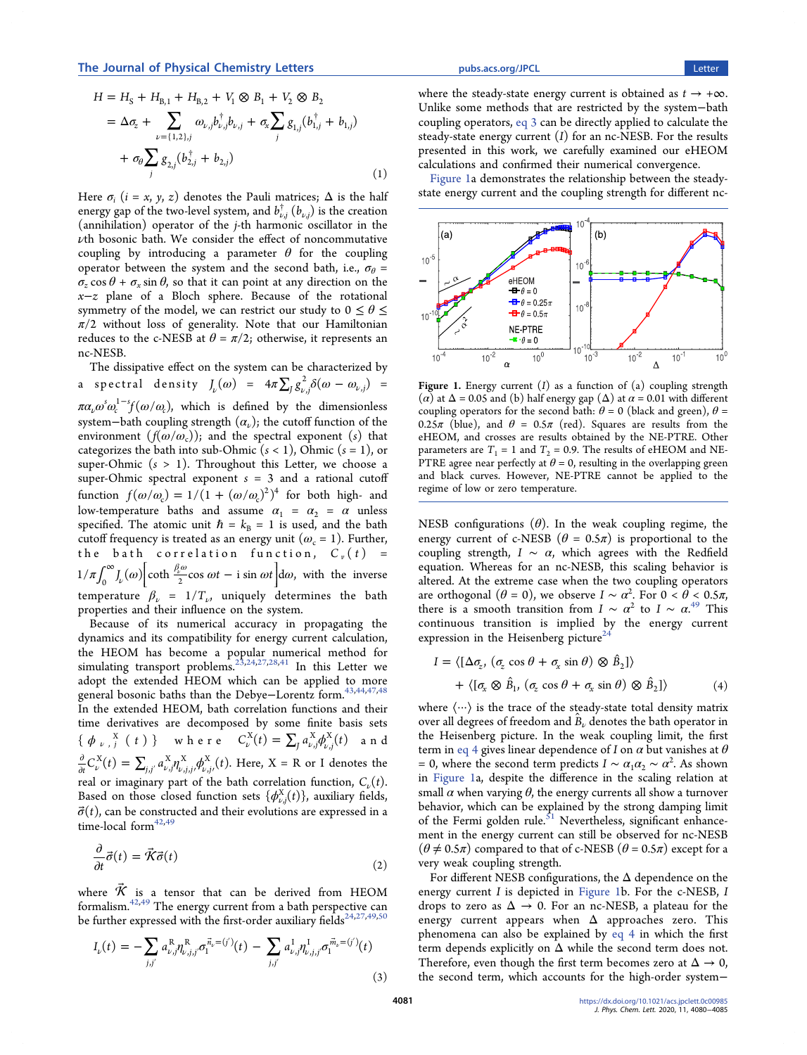$$
\begin{aligned}
H &= H_S + H_{B,1} + H_{B,2} + V_1 \otimes B_1 + V_2 \otimes B_2 \\
&= \Delta\sigma_z + \sum_{\nu=\{1,2\},j} \omega_{\nu,j} b_{\nu,j}^\dagger b_{\nu,j} + \sigma_x \sum_j g_{1,j}(b_{1,j}^\dagger + b_{1,j}) \\
&\quad + \sigma_\theta \sum_j g_{2,j}(b_{2,j}^\dagger + b_{2,j})
\end{aligned} \tag{1}
$$

Here $\sigma_i$ ($i = x, y, z$) denotes the Pauli matrices; $\Delta$ is the half energy gap of the two-level system, and $b_{\nu,j}^\dagger$ ($b_{\nu,j}$) is the creation (annihilation) operator of the $j$-th harmonic oscillator in the $\nu$th bosonic bath. We consider the effect of noncommutative coupling by introducing a parameter $\theta$ for the coupling operator between the system and the second bath, i.e., $\sigma_\theta = \sigma_z \cos\theta + \sigma_x \sin\theta$, so that it can point at any direction on the $x$–$z$ plane of a Bloch sphere. Because of the rotational symmetry of the model, we can restrict our study to $0 \leq \theta \leq \pi/2$ without loss of generality. Note that our Hamiltonian reduces to the c-NESB at $\theta = \pi/2$; otherwise, it represents an nc-NESB.

The dissipative effect on the system can be characterized by a spectral density $J_\nu(\omega) = 4\pi\sum_j g_{\nu,j}^2\delta(\omega - \omega_{\nu,j}) = \pi\alpha_\nu\omega^s\omega_c^{1-s}f(\omega/\omega_c)$, which is defined by the dimensionless system–bath coupling strength ($\alpha_\nu$); the cutoff function of the environment ($f(\omega/\omega_c)$); and the spectral exponent ($s$) that categorizes the bath into sub-Ohmic ($s < 1$), Ohmic ($s = 1$), or super-Ohmic ($s > 1$). Throughout this Letter, we choose a super-Ohmic spectral exponent $s = 3$ and a rational cutoff function $f(\omega/\omega_c) = 1/(1 + (\omega/\omega_c)^2)^4$ for both high- and low-temperature baths and assume $\alpha_1 = \alpha_2 = \alpha$ unless specified. The atomic unit $\hbar = k_B = 1$ is used, and the bath cutoff frequency is treated as an energy unit ($\omega_c = 1$). Further, the bath correlation function, $C_\nu(t) = 1/\pi\int_0^\infty J_\nu(\omega)\left[\coth\frac{\beta_\nu\omega}{2}\cos\omega t - i\sin\omega t\right]d\omega$, with the inverse temperature $\beta_\nu = 1/T_\nu$, uniquely determines the bath properties and their influence on the system.

Because of its numerical accuracy in propagating the dynamics and its compatibility for energy current calculation, the HEOM has become a popular numerical method for simulating transport problems.[23,24,27,28,41] In this Letter we adopt the extended HEOM which can be applied to more general bosonic baths than the Debye–Lorentz form.[43,44,47,48] In the extended HEOM, bath correlation functions and their time derivatives are decomposed by some finite basis sets $\{\phi_{\nu,j}^X(t)\}$ where $C_\nu^X(t) = \sum_j a_{\nu,j}^X\phi_{\nu,j}^X(t)$ and $\frac{\partial}{\partial t}C_\nu^X(t) = \sum_{j,j'} a_{\nu,j}^X\eta_{\nu,j,j'}^X\phi_{\nu,j'}^X(t)$. Here, X = R or I denotes the real or imaginary part of the bath correlation function, $C_\nu(t)$. Based on those closed function sets $\{\phi_{\nu,j}^X(t)\}$, auxiliary fields, $\vec{\sigma}(t)$, can be constructed and their evolutions are expressed in a time-local form[42,49]

$$
\frac{\partial}{\partial t}\vec{\sigma}(t) = \vec{\mathcal{K}}\vec{\sigma}(t) \tag{2}
$$

where $\vec{\mathcal{K}}$ is a tensor that can be derived from HEOM formalism.[42,49] The energy current from a bath perspective can be further expressed with the first-order auxiliary fields[24,27,49,50]

$$
I_\nu(t) = -\sum_{j,j'} a_{\nu,j}^R\eta_{\nu,j,j'}^R\sigma_1^{\vec{n}_\nu=(j')}(t) - \sum_{j,j'} a_{\nu,j}^I\eta_{\nu,j,j'}^I\sigma_1^{\vec{m}_\nu=(j')}(t) \tag{3}
$$

where the steady-state energy current is obtained as $t \to +\infty$. Unlike some methods that are restricted by the system–bath coupling operators, eq 3 can be directly applied to calculate the steady-state energy current ($I$) for an nc-NESB. For the results presented in this work, we carefully examined our eHEOM calculations and confirmed their numerical convergence.

Figure 1a demonstrates the relationship between the steady-state energy current and the coupling strength for different nc-

**Figure 1.** Energy current ($I$) as a function of (a) coupling strength ($\alpha$) at $\Delta = 0.05$ and (b) half energy gap ($\Delta$) at $\alpha = 0.01$ with different coupling operators for the second bath: $\theta = 0$ (black and green), $\theta = 0.25\pi$ (blue), and $\theta = 0.5\pi$ (red). Squares are results from the eHEOM, and crosses are results obtained by the NE-PTRE. Other parameters are $T_1 = 1$ and $T_2 = 0.9$. The results of eHEOM and NE-PTRE agree near perfectly at $\theta = 0$, resulting in the overlapping green and black curves. However, NE-PTRE cannot be applied to the regime of low or zero temperature.

NESB configurations ($\theta$). In the weak coupling regime, the energy current of c-NESB ($\theta = 0.5\pi$) is proportional to the coupling strength, $I \sim \alpha$, which agrees with the Redfield equation. Whereas for an nc-NESB, this scaling behavior is altered. At the extreme case when the two coupling operators are orthogonal ($\theta = 0$), we observe $I \sim \alpha^2$. For $0 < \theta < 0.5\pi$, there is a smooth transition from $I \sim \alpha^2$ to $I \sim \alpha$.[49] This continuous transition is implied by the energy current expression in the Heisenberg picture[24]

$$
\begin{aligned}
I &= \langle[\Delta\sigma_z, (\sigma_z\cos\theta + \sigma_x\sin\theta) \otimes \hat{B}_2]\rangle \\
&\quad + \langle[\sigma_x \otimes \hat{B}_1, (\sigma_z\cos\theta + \sigma_x\sin\theta) \otimes \hat{B}_2]\rangle
\end{aligned} \tag{4}
$$

where $\langle\cdots\rangle$ is the trace of the steady-state total density matrix over all degrees of freedom and $\hat{B}_\nu$ denotes the bath operator in the Heisenberg picture. In the weak coupling limit, the first term in eq 4 gives linear dependence of $I$ on $\alpha$ but vanishes at $\theta = 0$, where the second term predicts $I \sim \alpha_1\alpha_2 \sim \alpha^2$. As shown in Figure 1a, despite the difference in the scaling relation at small $\alpha$ when varying $\theta$, the energy currents all show a turnover behavior, which can be explained by the strong damping limit of the Fermi golden rule.[51] Nevertheless, significant enhancement in the energy current can still be observed for nc-NESB ($\theta \neq 0.5\pi$) compared to that of c-NESB ($\theta = 0.5\pi$) except for a very weak coupling strength.

For different NESB configurations, the $\Delta$ dependence on the energy current $I$ is depicted in Figure 1b. For the c-NESB, $I$ drops to zero as $\Delta \to 0$. For an nc-NESB, a plateau for the energy current appears when $\Delta$ approaches zero. This phenomena can also be explained by eq 4 in which the first term depends explicitly on $\Delta$ while the second term does not. Therefore, even though the first term becomes zero at $\Delta \to 0$, the second term, which accounts for the high-order system–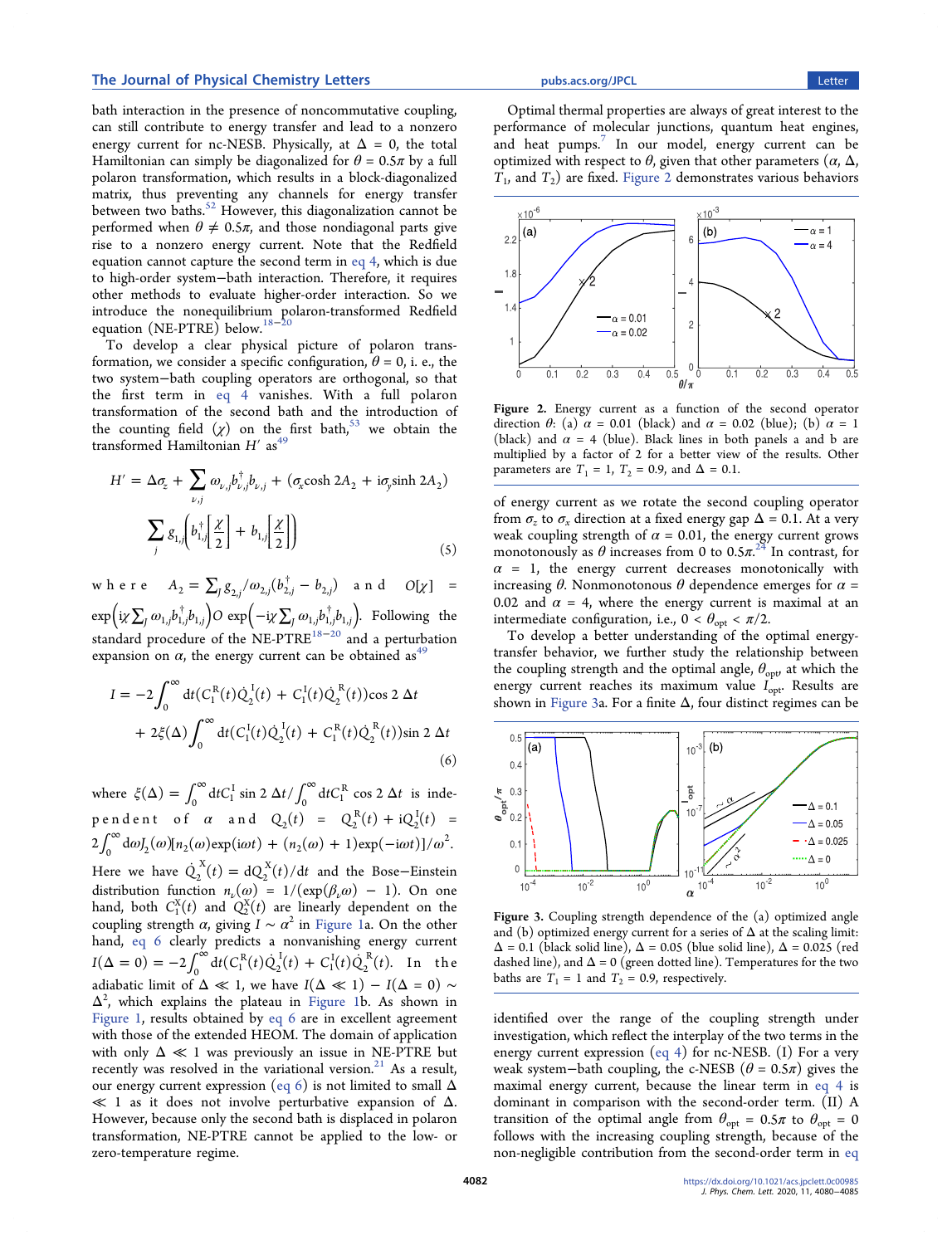bath interaction in the presence of noncommutative coupling, can still contribute to energy transfer and lead to a nonzero energy current for nc-NESB. Physically, at $\Delta = 0$, the total Hamiltonian can simply be diagonalized for $\theta = 0.5\pi$ by a full polaron transformation, which results in a block-diagonalized matrix, thus preventing any channels for energy transfer between two baths.[52] However, this diagonalization cannot be performed when $\theta \neq 0.5\pi$, and those nondiagonal parts give rise to a nonzero energy current. Note that the Redfield equation cannot capture the second term in eq 4, which is due to high-order system−bath interaction. Therefore, it requires other methods to evaluate higher-order interaction. So we introduce the nonequilibrium polaron-transformed Redfield equation (NE-PTRE) below.[18−20]

To develop a clear physical picture of polaron transformation, we consider a specific configuration, $\theta = 0$, i. e., the two system−bath coupling operators are orthogonal, so that the first term in eq 4 vanishes. With a full polaron transformation of the second bath and the introduction of the counting field ($\chi$) on the first bath,[53] we obtain the transformed Hamiltonian $H'$ as[49]

$$H' = \Delta\sigma_z + \sum_{\nu,j} \omega_{\nu,j} b_{\nu,j}^\dagger b_{\nu,j} + (\sigma_x \cosh 2A_2 + i\sigma_y \sinh 2A_2) \sum_j g_{1,j}\left(b_{1,j}^\dagger\left[\frac{\chi}{2}\right] + b_{1,j}\left[\frac{\chi}{2}\right]\right) \tag{5}$$

where $A_2 = \sum_j g_{2,j}/\omega_{2,j}(b_{2,j}^\dagger - b_{2,j})$ and $O[\chi] = \exp\left(i\chi \sum_j \omega_{1,j} b_{1,j}^\dagger b_{1,j}\right) O \exp\left(-i\chi \sum_j \omega_{1,j} b_{1,j}^\dagger b_{1,j}\right)$. Following the standard procedure of the NE-PTRE[18−20] and a perturbation expansion on $\alpha$, the energy current can be obtained as[49]

$$I = -2\int_0^\infty dt (C_1^R(t)\dot{Q}_2^I(t) + C_1^I(t)\dot{Q}_2^R(t))\cos 2\Delta t + 2\xi(\Delta)\int_0^\infty dt (C_1^I(t)\dot{Q}_2^I(t) + C_1^R(t)\dot{Q}_2^R(t))\sin 2\Delta t \tag{6}$$

where $\xi(\Delta) = \int_0^\infty dt C_1^I \sin 2\Delta t / \int_0^\infty dt C_1^R \cos 2\Delta t$ is independent of $\alpha$ and $Q_2(t) = Q_2^R(t) + iQ_2^I(t) = 2\int_0^\infty d\omega J_2(\omega)[n_2(\omega)\exp(i\omega t) + (n_2(\omega)+1)\exp(-i\omega t)]/\omega^2$. Here we have $\dot{Q}_2^X(t) = dQ_2^X(t)/dt$ and the Bose−Einstein distribution function $n_\nu(\omega) = 1/(\exp(\beta_\nu\omega) - 1)$. On one hand, both $C_1^X(t)$ and $Q_2^X(t)$ are linearly dependent on the coupling strength $\alpha$, giving $I \sim \alpha^2$ in Figure 1a. On the other hand, eq 6 clearly predicts a nonvanishing energy current $I(\Delta = 0) = -2\int_0^\infty dt(C_1^R(t)\dot{Q}_2^I(t) + C_1^I(t)\dot{Q}_2^R(t)$. In the adiabatic limit of $\Delta \ll 1$, we have $I(\Delta \ll 1) - I(\Delta = 0) \sim \Delta^2$, which explains the plateau in Figure 1b. As shown in Figure 1, results obtained by eq 6 are in excellent agreement with those of the extended HEOM. The domain of application with only $\Delta \ll 1$ was previously an issue in NE-PTRE but recently was resolved in the variational version.[21] As a result, our energy current expression (eq 6) is not limited to small $\Delta \ll 1$ as it does not involve perturbative expansion of $\Delta$. However, because only the second bath is displaced in polaron transformation, NE-PTRE cannot be applied to the low- or zero-temperature regime.

Optimal thermal properties are always of great interest to the performance of molecular junctions, quantum heat engines, and heat pumps.[7] In our model, energy current can be optimized with respect to $\theta$, given that other parameters ($\alpha$, $\Delta$, $T_1$, and $T_2$) are fixed. Figure 2 demonstrates various behaviors

Figure 2. Energy current as a function of the second operator direction $\theta$: (a) $\alpha = 0.01$ (black) and $\alpha = 0.02$ (blue); (b) $\alpha = 1$ (black) and $\alpha = 4$ (blue). Black lines in both panels a and b are multiplied by a factor of 2 for a better view of the results. Other parameters are $T_1 = 1$, $T_2 = 0.9$, and $\Delta = 0.1$.

of energy current as we rotate the second coupling operator from $\sigma_z$ to $\sigma_x$ direction at a fixed energy gap $\Delta = 0.1$. At a very weak coupling strength of $\alpha = 0.01$, the energy current grows monotonously as $\theta$ increases from 0 to $0.5\pi$.[24] In contrast, for $\alpha = 1$, the energy current decreases monotonically with increasing $\theta$. Nonmonotonous $\theta$ dependence emerges for $\alpha = 0.02$ and $\alpha = 4$, where the energy current is maximal at an intermediate configuration, i.e., $0 < \theta_{opt} < \pi/2$.

To develop a better understanding of the optimal energy-transfer behavior, we further study the relationship between the coupling strength and the optimal angle, $\theta_{opt}$, at which the energy current reaches its maximum value $I_{opt}$. Results are shown in Figure 3a. For a finite $\Delta$, four distinct regimes can be

Figure 3. Coupling strength dependence of the (a) optimized angle and (b) optimized energy current for a series of $\Delta$ at the scaling limit: $\Delta = 0.1$ (black solid line), $\Delta = 0.05$ (blue solid line), $\Delta = 0.025$ (red dashed line), and $\Delta = 0$ (green dotted line). Temperatures for the two baths are $T_1 = 1$ and $T_2 = 0.9$, respectively.

identified over the range of the coupling strength under investigation, which reflect the interplay of the two terms in the energy current expression (eq 4) for nc-NESB. (I) For a very weak system−bath coupling, the c-NESB ($\theta = 0.5\pi$) gives the maximal energy current, because the linear term in eq 4 is dominant in comparison with the second-order term. (II) A transition of the optimal angle from $\theta_{opt} = 0.5\pi$ to $\theta_{opt} = 0$ follows with the increasing coupling strength, because of the non-negligible contribution from the second-order term in eq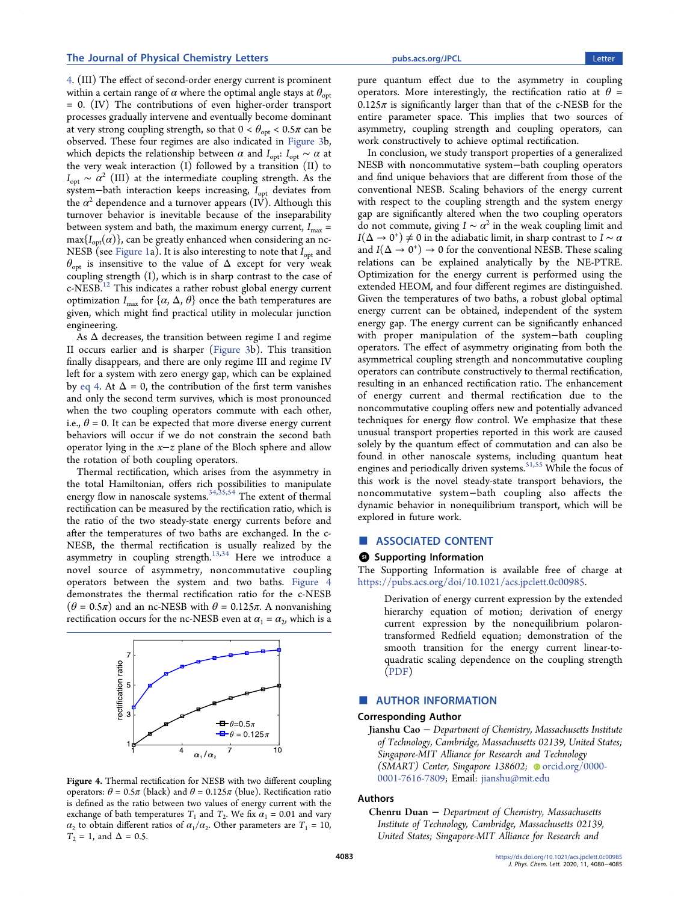4. (III) The effect of second-order energy current is prominent within a certain range of $\alpha$ where the optimal angle stays at $\theta_{opt} = 0$. (IV) The contributions of even higher-order transport processes gradually intervene and eventually become dominant at very strong coupling strength, so that $0 < \theta_{opt} < 0.5\pi$ can be observed. These four regimes are also indicated in Figure 3b, which depicts the relationship between $\alpha$ and $I_{opt}$: $I_{opt} \sim \alpha$ at the very weak interaction (I) followed by a transition (II) to $I_{opt} \sim \alpha^2$ (III) at the intermediate coupling strength. As the system−bath interaction keeps increasing, $I_{opt}$ deviates from the $\alpha^2$ dependence and a turnover appears (IV). Although this turnover behavior is inevitable because of the inseparability between system and bath, the maximum energy current, $I_{max} = \max\{I_{opt}(\alpha)\}$, can be greatly enhanced when considering an nc-NESB (see Figure 1a). It is also interesting to note that $I_{opt}$ and $\theta_{opt}$ is insensitive to the value of $\Delta$ except for very weak coupling strength (I), which is in sharp contrast to the case of c-NESB.[12] This indicates a rather robust global energy current optimization $I_{max}$ for $\{\alpha, \Delta, \theta\}$ once the bath temperatures are given, which might find practical utility in molecular junction engineering.

As $\Delta$ decreases, the transition between regime I and regime II occurs earlier and is sharper (Figure 3b). This transition finally disappears, and there are only regime III and regime IV left for a system with zero energy gap, which can be explained by eq 4. At $\Delta = 0$, the contribution of the first term vanishes and only the second term survives, which is most pronounced when the two coupling operators commute with each other, i.e., $\theta = 0$. It can be expected that more diverse energy current behaviors will occur if we do not constrain the second bath operator lying in the $x$−$z$ plane of the Bloch sphere and allow the rotation of both coupling operators.

Thermal rectification, which arises from the asymmetry in the total Hamiltonian, offers rich possibilities to manipulate energy flow in nanoscale systems.[34,35,54] The extent of thermal rectification can be measured by the rectification ratio, which is the ratio of the two steady-state energy currents before and after the temperatures of two baths are exchanged. In the c-NESB, the thermal rectification is usually realized by the asymmetry in coupling strength.[13,34] Here we introduce a novel source of asymmetry, noncommutative coupling operators between the system and two baths. Figure 4 demonstrates the thermal rectification ratio for the c-NESB ($\theta = 0.5\pi$) and an nc-NESB with $\theta = 0.125\pi$. A nonvanishing rectification occurs for the nc-NESB even at $\alpha_1 = \alpha_2$, which is a pure quantum effect due to the asymmetry in coupling operators. More interestingly, the rectification ratio at $\theta = 0.125\pi$ is significantly larger than that of the c-NESB for the entire parameter space. This implies that two sources of asymmetry, coupling strength and coupling operators, can work constructively to achieve optimal rectification.

**Figure 4.** Thermal rectification for NESB with two different coupling operators: $\theta = 0.5\pi$ (black) and $\theta = 0.125\pi$ (blue). Rectification ratio is defined as the ratio between two values of energy current with the exchange of bath temperatures $T_1$ and $T_2$. We fix $\alpha_1 = 0.01$ and vary $\alpha_2$ to obtain different ratios of $\alpha_1/\alpha_2$. Other parameters are $T_1 = 10$, $T_2 = 1$, and $\Delta = 0.5$.

In conclusion, we study transport properties of a generalized NESB with noncommutative system−bath coupling operators and find unique behaviors that are different from those of the conventional NESB. Scaling behaviors of the energy current with respect to the coupling strength and the system energy gap are significantly altered when the two coupling operators do not commute, giving $I \sim \alpha^2$ in the weak coupling limit and $I(\Delta \to 0^+) \neq 0$ in the adiabatic limit, in sharp contrast to $I \sim \alpha$ and $I(\Delta \to 0^+) \to 0$ for the conventional NESB. These scaling relations can be explained analytically by the NE-PTRE. Optimization for the energy current is performed using the extended HEOM, and four different regimes are distinguished. Given the temperatures of two baths, a robust global optimal energy current can be obtained, independent of the system energy gap. The energy current can be significantly enhanced with proper manipulation of the system−bath coupling operators. The effect of asymmetry originating from both the asymmetrical coupling strength and noncommutative coupling operators can contribute constructively to thermal rectification, resulting in an enhanced rectification ratio. The enhancement of energy current and thermal rectification due to the noncommutative coupling offers new and potentially advanced techniques for energy flow control. We emphasize that these unusual transport properties reported in this work are caused solely by the quantum effect of commutation and can also be found in other nanoscale systems, including quantum heat engines and periodically driven systems.[51,55] While the focus of this work is the novel steady-state transport behaviors, the noncommutative system−bath coupling also affects the dynamic behavior in nonequilibrium transport, which will be explored in future work.

## ■ ASSOCIATED CONTENT

### Supporting Information

The Supporting Information is available free of charge at https://pubs.acs.org/doi/10.1021/acs.jpclett.0c00985.

> Derivation of energy current expression by the extended hierarchy equation of motion; derivation of energy current expression by the nonequilibrium polaron-transformed Redfield equation; demonstration of the smooth transition for the energy current linear-to-quadratic scaling dependence on the coupling strength (PDF)

## ■ AUTHOR INFORMATION

### Corresponding Author

**Jianshu Cao** − *Department of Chemistry, Massachusetts Institute of Technology, Cambridge, Massachusetts 02139, United States; Singapore-MIT Alliance for Research and Technology (SMART) Center, Singapore 138602;* orcid.org/0000-0001-7616-7809; Email: jianshu@mit.edu

### Authors

**Chenru Duan** − *Department of Chemistry, Massachusetts Institute of Technology, Cambridge, Massachusetts 02139, United States; Singapore-MIT Alliance for Research and*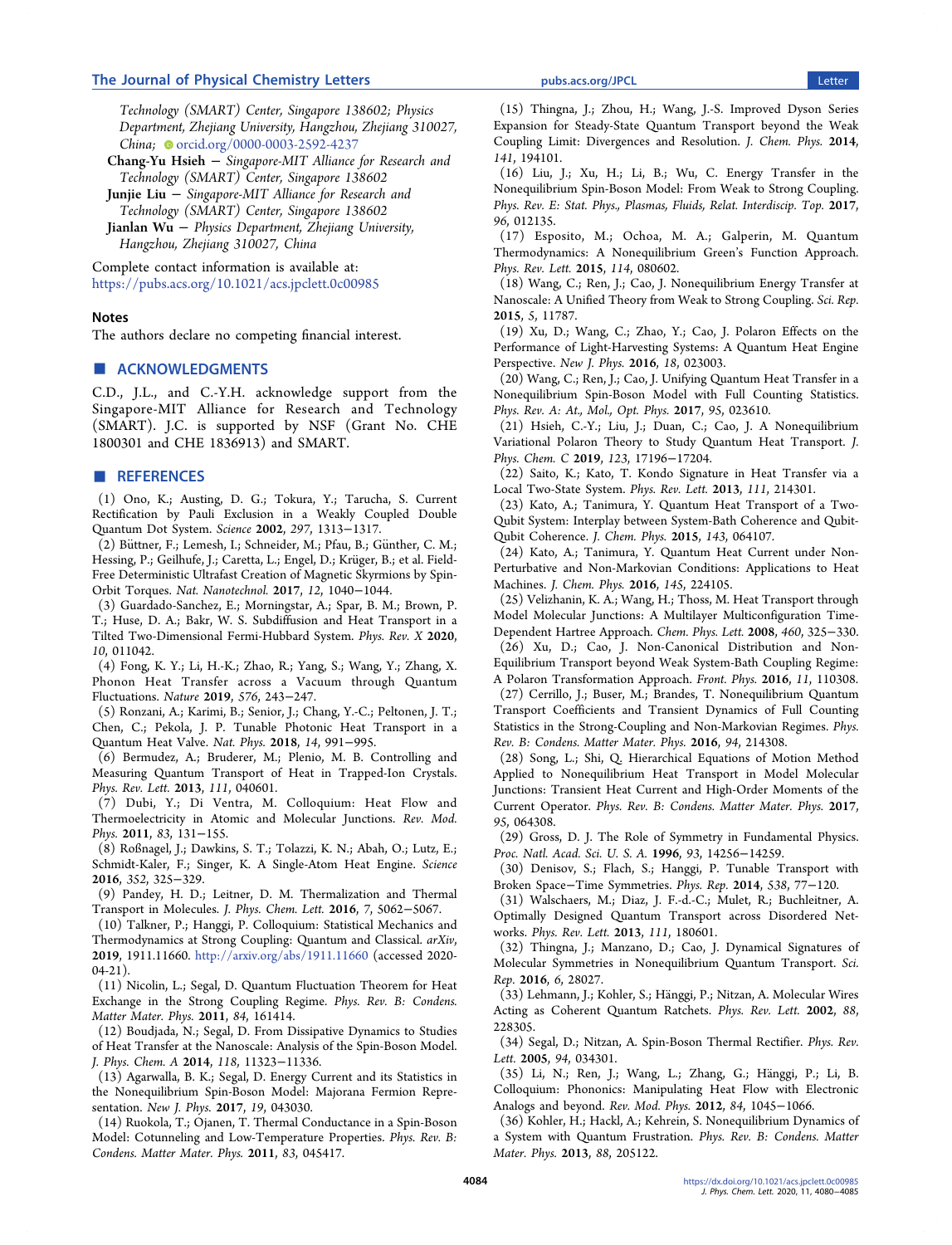Technology (SMART) Center, Singapore 138602; Physics Department, Zhejiang University, Hangzhou, Zhejiang 310027, China; orcid.org/0000-0003-2592-4237

**Chang-Yu Hsieh** − *Singapore-MIT Alliance for Research and Technology (SMART) Center, Singapore 138602*

**Junjie Liu** − *Singapore-MIT Alliance for Research and Technology (SMART) Center, Singapore 138602*

**Jianlan Wu** − *Physics Department, Zhejiang University, Hangzhou, Zhejiang 310027, China*

Complete contact information is available at: https://pubs.acs.org/10.1021/acs.jpclett.0c00985

### Notes

The authors declare no competing financial interest.

## ■ ACKNOWLEDGMENTS

C.D., J.L., and C.-Y.H. acknowledge support from the Singapore-MIT Alliance for Research and Technology (SMART). J.C. is supported by NSF (Grant No. CHE 1800301 and CHE 1836913) and SMART.

## ■ REFERENCES

(1) Ono, K.; Austing, D. G.; Tokura, Y.; Tarucha, S. Current Rectification by Pauli Exclusion in a Weakly Coupled Double Quantum Dot System. *Science* **2002**, *297*, 1313−1317.

(2) Büttner, F.; Lemesh, I.; Schneider, M.; Pfau, B.; Günther, C. M.; Hessing, P.; Geilhufe, J.; Caretta, L.; Engel, D.; Krüger, B.; et al. Field-Free Deterministic Ultrafast Creation of Magnetic Skyrmions by Spin-Orbit Torques. *Nat. Nanotechnol.* **2017**, *12*, 1040−1044.

(3) Guardado-Sanchez, E.; Morningstar, A.; Spar, B. M.; Brown, P. T.; Huse, D. A.; Bakr, W. S. Subdiffusion and Heat Transport in a Tilted Two-Dimensional Fermi-Hubbard System. *Phys. Rev. X* **2020**, *10*, 011042.

(4) Fong, K. Y.; Li, H.-K.; Zhao, R.; Yang, S.; Wang, Y.; Zhang, X. Phonon Heat Transfer across a Vacuum through Quantum Fluctuations. *Nature* **2019**, *576*, 243−247.

(5) Ronzani, A.; Karimi, B.; Senior, J.; Chang, Y.-C.; Peltonen, J. T.; Chen, C.; Pekola, J. P. Tunable Photonic Heat Transport in a Quantum Heat Valve. *Nat. Phys.* **2018**, *14*, 991−995.

(6) Bermudez, A.; Bruderer, M.; Plenio, M. B. Controlling and Measuring Quantum Transport of Heat in Trapped-Ion Crystals. *Phys. Rev. Lett.* **2013**, *111*, 040601.

(7) Dubi, Y.; Di Ventra, M. Colloquium: Heat Flow and Thermoelectricity in Atomic and Molecular Junctions. *Rev. Mod. Phys.* **2011**, *83*, 131−155.

(8) Roßnagel, J.; Dawkins, S. T.; Tolazzi, K. N.; Abah, O.; Lutz, E.; Schmidt-Kaler, F.; Singer, K. A Single-Atom Heat Engine. *Science* **2016**, *352*, 325−329.

(9) Pandey, H. D.; Leitner, D. M. Thermalization and Thermal Transport in Molecules. *J. Phys. Chem. Lett.* **2016**, *7*, 5062−5067.

(10) Talkner, P.; Hanggi, P. Colloquium: Statistical Mechanics and Thermodynamics at Strong Coupling: Quantum and Classical. *arXiv*, **2019**, 1911.11660. http://arxiv.org/abs/1911.11660 (accessed 2020-04-21).

(11) Nicolin, L.; Segal, D. Quantum Fluctuation Theorem for Heat Exchange in the Strong Coupling Regime. *Phys. Rev. B: Condens. Matter Mater. Phys.* **2011**, *84*, 161414.

(12) Boudjada, N.; Segal, D. From Dissipative Dynamics to Studies of Heat Transfer at the Nanoscale: Analysis of the Spin-Boson Model. *J. Phys. Chem. A* **2014**, *118*, 11323−11336.

(13) Agarwalla, B. K.; Segal, D. Energy Current and its Statistics in the Nonequilibrium Spin-Boson Model: Majorana Fermion Representation. *New J. Phys.* **2017**, *19*, 043030.

(14) Ruokola, T.; Ojanen, T. Thermal Conductance in a Spin-Boson Model: Cotunneling and Low-Temperature Properties. *Phys. Rev. B: Condens. Matter Mater. Phys.* **2011**, *83*, 045417.

(15) Thingna, J.; Zhou, H.; Wang, J.-S. Improved Dyson Series Expansion for Steady-State Quantum Transport beyond the Weak Coupling Limit: Divergences and Resolution. *J. Chem. Phys.* **2014**, *141*, 194101.

(16) Liu, J.; Xu, H.; Li, B.; Wu, C. Energy Transfer in the Nonequilibrium Spin-Boson Model: From Weak to Strong Coupling. *Phys. Rev. E: Stat. Phys., Plasmas, Fluids, Relat. Interdiscip. Top.* **2017**, *96*, 012135.

(17) Esposito, M.; Ochoa, M. A.; Galperin, M. Quantum Thermodynamics: A Nonequilibrium Green's Function Approach. *Phys. Rev. Lett.* **2015**, *114*, 080602.

(18) Wang, C.; Ren, J.; Cao, J. Nonequilibrium Energy Transfer at Nanoscale: A Unified Theory from Weak to Strong Coupling. *Sci. Rep.* **2015**, *5*, 11787.

(19) Xu, D.; Wang, C.; Zhao, Y.; Cao, J. Polaron Effects on the Performance of Light-Harvesting Systems: A Quantum Heat Engine Perspective. *New J. Phys.* **2016**, *18*, 023003.

(20) Wang, C.; Ren, J.; Cao, J. Unifying Quantum Heat Transfer in a Nonequilibrium Spin-Boson Model with Full Counting Statistics. *Phys. Rev. A: At., Mol., Opt. Phys.* **2017**, *95*, 023610.

(21) Hsieh, C.-Y.; Liu, J.; Duan, C.; Cao, J. A Nonequilibrium Variational Polaron Theory to Study Quantum Heat Transport. *J. Phys. Chem. C* **2019**, *123*, 17196−17204.

(22) Saito, K.; Kato, T. Kondo Signature in Heat Transfer via a Local Two-State System. *Phys. Rev. Lett.* **2013**, *111*, 214301.

(23) Kato, A.; Tanimura, Y. Quantum Heat Transport of a Two-Qubit System: Interplay between System-Bath Coherence and Qubit-Qubit Coherence. *J. Chem. Phys.* **2015**, *143*, 064107.

(24) Kato, A.; Tanimura, Y. Quantum Heat Current under Non-Perturbative and Non-Markovian Conditions: Applications to Heat Machines. *J. Chem. Phys.* **2016**, *145*, 224105.

(25) Velizhanin, K. A.; Wang, H.; Thoss, M. Heat Transport through Model Molecular Junctions: A Multilayer Multiconfiguration Time-Dependent Hartree Approach. *Chem. Phys. Lett.* **2008**, *460*, 325−330.

(26) Xu, D.; Cao, J. Non-Canonical Distribution and Non-Equilibrium Transport beyond Weak System-Bath Coupling Regime: A Polaron Transformation Approach. *Front. Phys.* **2016**, *11*, 110308.

(27) Cerrillo, J.; Buser, M.; Brandes, T. Nonequilibrium Quantum Transport Coefficients and Transient Dynamics of Full Counting Statistics in the Strong-Coupling and Non-Markovian Regimes. *Phys. Rev. B: Condens. Matter Mater. Phys.* **2016**, *94*, 214308.

(28) Song, L.; Shi, Q. Hierarchical Equations of Motion Method Applied to Nonequilibrium Heat Transport in Model Molecular Junctions: Transient Heat Current and High-Order Moments of the Current Operator. *Phys. Rev. B: Condens. Matter Mater. Phys.* **2017**, *95*, 064308.

(29) Gross, D. J. The Role of Symmetry in Fundamental Physics. *Proc. Natl. Acad. Sci. U. S. A.* **1996**, *93*, 14256−14259.

(30) Denisov, S.; Flach, S.; Hanggi, P. Tunable Transport with Broken Space−Time Symmetries. *Phys. Rep.* **2014**, *538*, 77−120.

(31) Walschaers, M.; Diaz, J. F.-d.-C.; Mulet, R.; Buchleitner, A. Optimally Designed Quantum Transport across Disordered Networks. *Phys. Rev. Lett.* **2013**, *111*, 180601.

(32) Thingna, J.; Manzano, D.; Cao, J. Dynamical Signatures of Molecular Symmetries in Nonequilibrium Quantum Transport. *Sci. Rep.* **2016**, *6*, 28027.

(33) Lehmann, J.; Kohler, S.; Hänggi, P.; Nitzan, A. Molecular Wires Acting as Coherent Quantum Ratchets. *Phys. Rev. Lett.* **2002**, *88*, 228305.

(34) Segal, D.; Nitzan, A. Spin-Boson Thermal Rectifier. *Phys. Rev. Lett.* **2005**, *94*, 034301.

(35) Li, N.; Ren, J.; Wang, L.; Zhang, G.; Hänggi, P.; Li, B. Colloquium: Phononics: Manipulating Heat Flow with Electronic Analogs and beyond. *Rev. Mod. Phys.* **2012**, *84*, 1045−1066.

(36) Kohler, H.; Hackl, A.; Kehrein, S. Nonequilibrium Dynamics of a System with Quantum Frustration. *Phys. Rev. B: Condens. Matter Mater. Phys.* **2013**, *88*, 205122.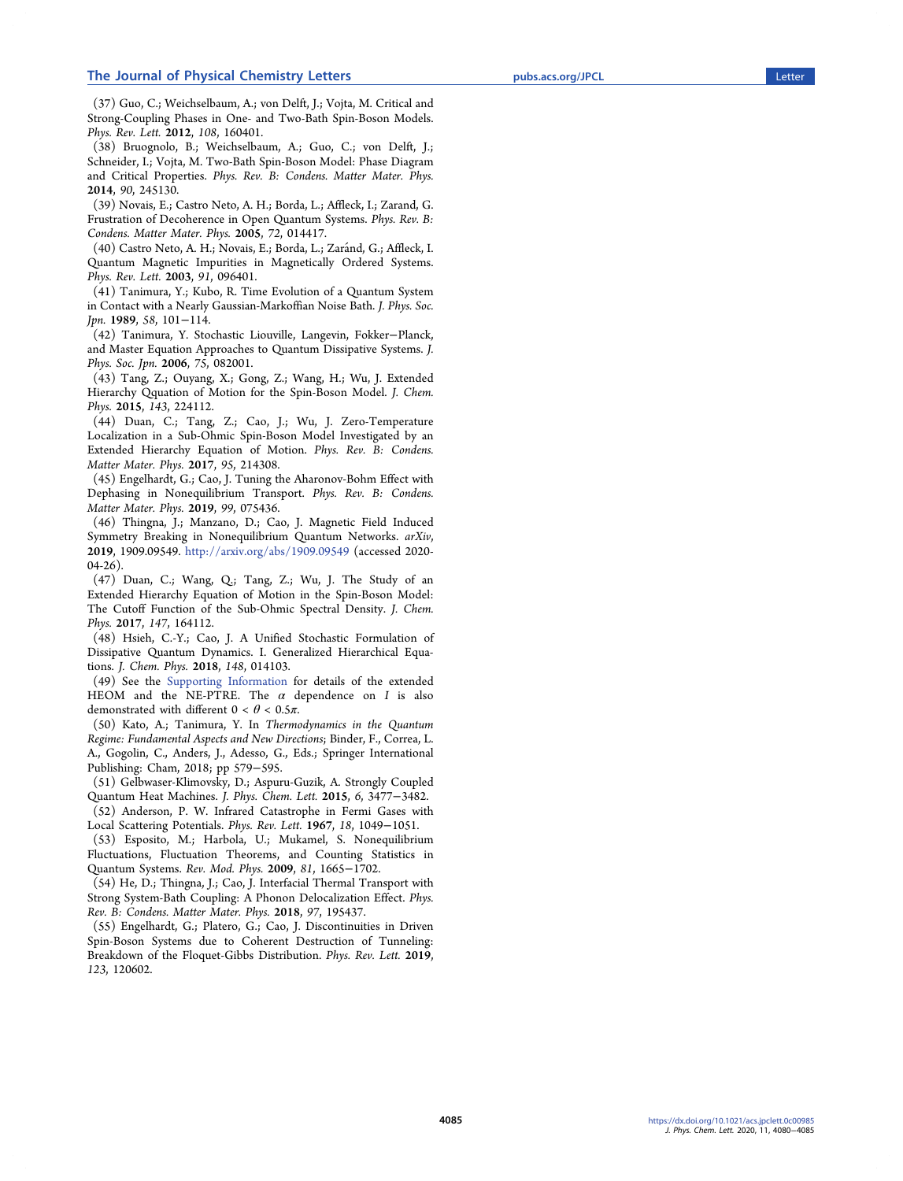(37) Guo, C.; Weichselbaum, A.; von Delft, J.; Vojta, M. Critical and Strong-Coupling Phases in One- and Two-Bath Spin-Boson Models. *Phys. Rev. Lett.* **2012**, *108*, 160401.

(38) Bruognolo, B.; Weichselbaum, A.; Guo, C.; von Delft, J.; Schneider, I.; Vojta, M. Two-Bath Spin-Boson Model: Phase Diagram and Critical Properties. *Phys. Rev. B: Condens. Matter Mater. Phys.* **2014**, *90*, 245130.

(39) Novais, E.; Castro Neto, A. H.; Borda, L.; Affleck, I.; Zarand, G. Frustration of Decoherence in Open Quantum Systems. *Phys. Rev. B: Condens. Matter Mater. Phys.* **2005**, *72*, 014417.

(40) Castro Neto, A. H.; Novais, E.; Borda, L.; Zaránd, G.; Affleck, I. Quantum Magnetic Impurities in Magnetically Ordered Systems. *Phys. Rev. Lett.* **2003**, *91*, 096401.

(41) Tanimura, Y.; Kubo, R. Time Evolution of a Quantum System in Contact with a Nearly Gaussian-Markoffian Noise Bath. *J. Phys. Soc. Jpn.* **1989**, *58*, 101−114.

(42) Tanimura, Y. Stochastic Liouville, Langevin, Fokker−Planck, and Master Equation Approaches to Quantum Dissipative Systems. *J. Phys. Soc. Jpn.* **2006**, *75*, 082001.

(43) Tang, Z.; Ouyang, X.; Gong, Z.; Wang, H.; Wu, J. Extended Hierarchy Qquation of Motion for the Spin-Boson Model. *J. Chem. Phys.* **2015**, *143*, 224112.

(44) Duan, C.; Tang, Z.; Cao, J.; Wu, J. Zero-Temperature Localization in a Sub-Ohmic Spin-Boson Model Investigated by an Extended Hierarchy Equation of Motion. *Phys. Rev. B: Condens. Matter Mater. Phys.* **2017**, *95*, 214308.

(45) Engelhardt, G.; Cao, J. Tuning the Aharonov-Bohm Effect with Dephasing in Nonequilibrium Transport. *Phys. Rev. B: Condens. Matter Mater. Phys.* **2019**, *99*, 075436.

(46) Thingna, J.; Manzano, D.; Cao, J. Magnetic Field Induced Symmetry Breaking in Nonequilibrium Quantum Networks. *arXiv*, **2019**, 1909.09549. http://arxiv.org/abs/1909.09549 (accessed 2020-04-26).

(47) Duan, C.; Wang, Q.; Tang, Z.; Wu, J. The Study of an Extended Hierarchy Equation of Motion in the Spin-Boson Model: The Cutoff Function of the Sub-Ohmic Spectral Density. *J. Chem. Phys.* **2017**, *147*, 164112.

(48) Hsieh, C.-Y.; Cao, J. A Unified Stochastic Formulation of Dissipative Quantum Dynamics. I. Generalized Hierarchical Equations. *J. Chem. Phys.* **2018**, *148*, 014103.

(49) See the Supporting Information for details of the extended HEOM and the NE-PTRE. The $\alpha$ dependence on $I$ is also demonstrated with different $0 < \theta < 0.5\pi$.

(50) Kato, A.; Tanimura, Y. In *Thermodynamics in the Quantum Regime: Fundamental Aspects and New Directions*; Binder, F., Correa, L. A., Gogolin, C., Anders, J., Adesso, G., Eds.; Springer International Publishing: Cham, 2018; pp 579−595.

(51) Gelbwaser-Klimovsky, D.; Aspuru-Guzik, A. Strongly Coupled Quantum Heat Machines. *J. Phys. Chem. Lett.* **2015**, *6*, 3477−3482.

(52) Anderson, P. W. Infrared Catastrophe in Fermi Gases with Local Scattering Potentials. *Phys. Rev. Lett.* **1967**, *18*, 1049−1051.

(53) Esposito, M.; Harbola, U.; Mukamel, S. Nonequilibrium Fluctuations, Fluctuation Theorems, and Counting Statistics in Quantum Systems. *Rev. Mod. Phys.* **2009**, *81*, 1665−1702.

(54) He, D.; Thingna, J.; Cao, J. Interfacial Thermal Transport with Strong System-Bath Coupling: A Phonon Delocalization Effect. *Phys. Rev. B: Condens. Matter Mater. Phys.* **2018**, *97*, 195437.

(55) Engelhardt, G.; Platero, G.; Cao, J. Discontinuities in Driven Spin-Boson Systems due to Coherent Destruction of Tunneling: Breakdown of the Floquet-Gibbs Distribution. *Phys. Rev. Lett.* **2019**, *123*, 120602.